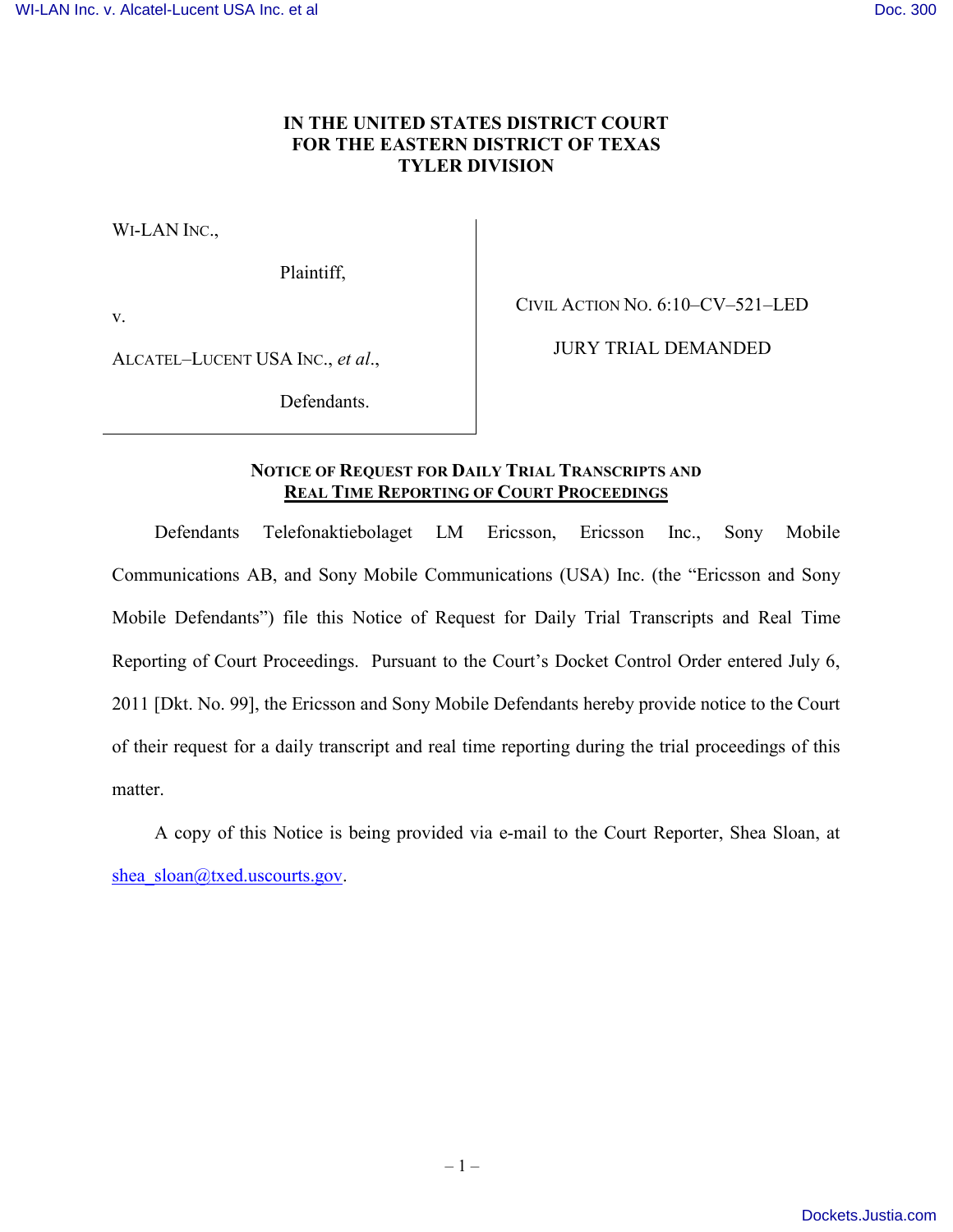# IN THE UNITED STATES DISTRICT COURT FOR THE EASTERN DISTRICT OF TEXAS TYLER DIVISION

| | |
|---|---|
| WI-LAN INC.,<br><br>Plaintiff,<br><br>v.<br><br>ALCATEL–LUCENT USA INC., *et al.*,<br><br>Defendants. | CIVIL ACTION NO. 6:10–CV–521–LED<br><br>JURY TRIAL DEMANDED |

## NOTICE OF REQUEST FOR DAILY TRIAL TRANSCRIPTS AND REAL TIME REPORTING OF COURT PROCEEDINGS

Defendants Telefonaktiebolaget LM Ericsson, Ericsson Inc., Sony Mobile Communications AB, and Sony Mobile Communications (USA) Inc. (the "Ericsson and Sony Mobile Defendants") file this Notice of Request for Daily Trial Transcripts and Real Time Reporting of Court Proceedings. Pursuant to the Court's Docket Control Order entered July 6, 2011 [Dkt. No. 99], the Ericsson and Sony Mobile Defendants hereby provide notice to the Court of their request for a daily transcript and real time reporting during the trial proceedings of this matter.

A copy of this Notice is being provided via e-mail to the Court Reporter, Shea Sloan, at shea_sloan@txed.uscourts.gov.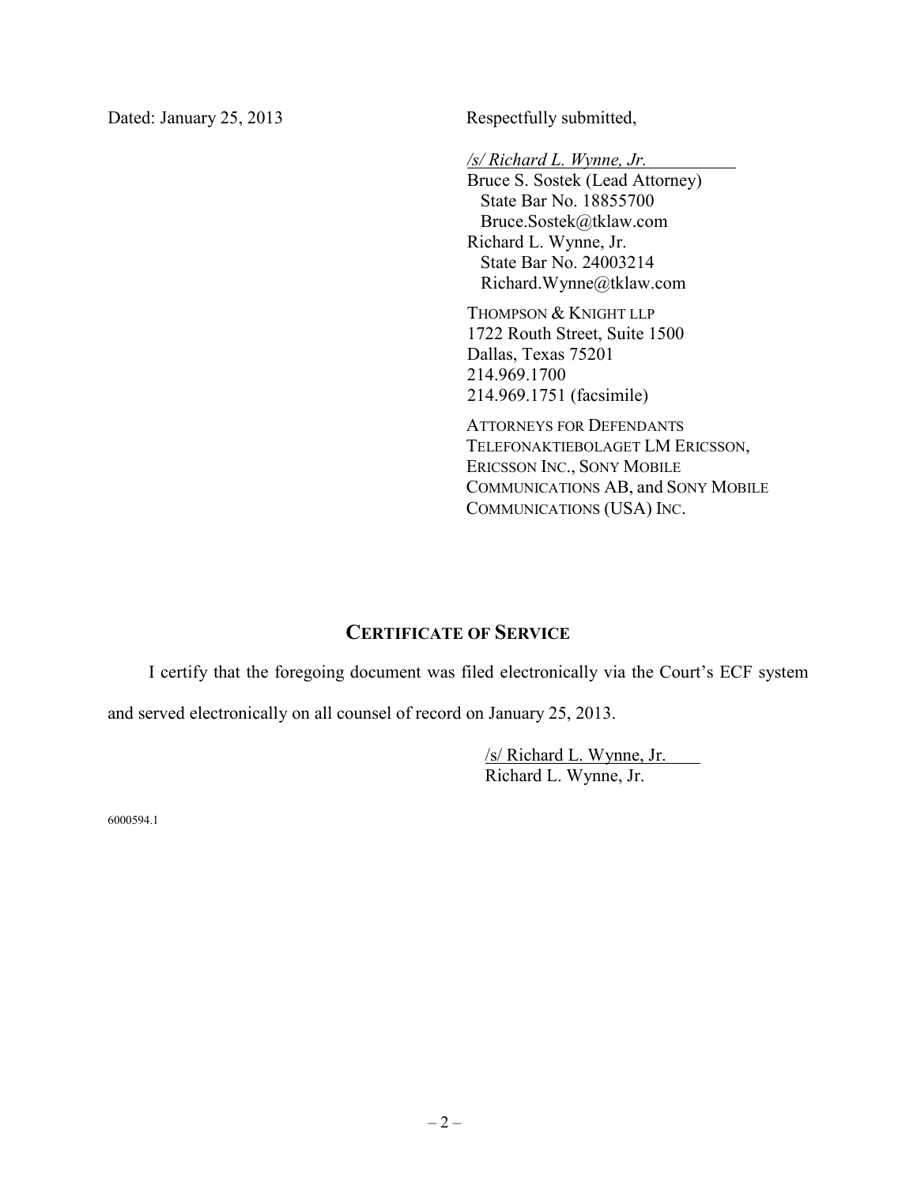Dated: January 25, 2013

Respectfully submitted,

*/s/ Richard L. Wynne, Jr.*
Bruce S. Sostek (Lead Attorney)
State Bar No. 18855700
Bruce.Sostek@tklaw.com
Richard L. Wynne, Jr.
State Bar No. 24003214
Richard.Wynne@tklaw.com

THOMPSON & KNIGHT LLP
1722 Routh Street, Suite 1500
Dallas, Texas 75201
214.969.1700
214.969.1751 (facsimile)

ATTORNEYS FOR DEFENDANTS TELEFONAKTIEBOLAGET LM ERICSSON, ERICSSON INC., SONY MOBILE COMMUNICATIONS AB, and SONY MOBILE COMMUNICATIONS (USA) INC.

## CERTIFICATE OF SERVICE

I certify that the foregoing document was filed electronically via the Court's ECF system and served electronically on all counsel of record on January 25, 2013.

/s/ Richard L. Wynne, Jr.
Richard L. Wynne, Jr.

6000594.1